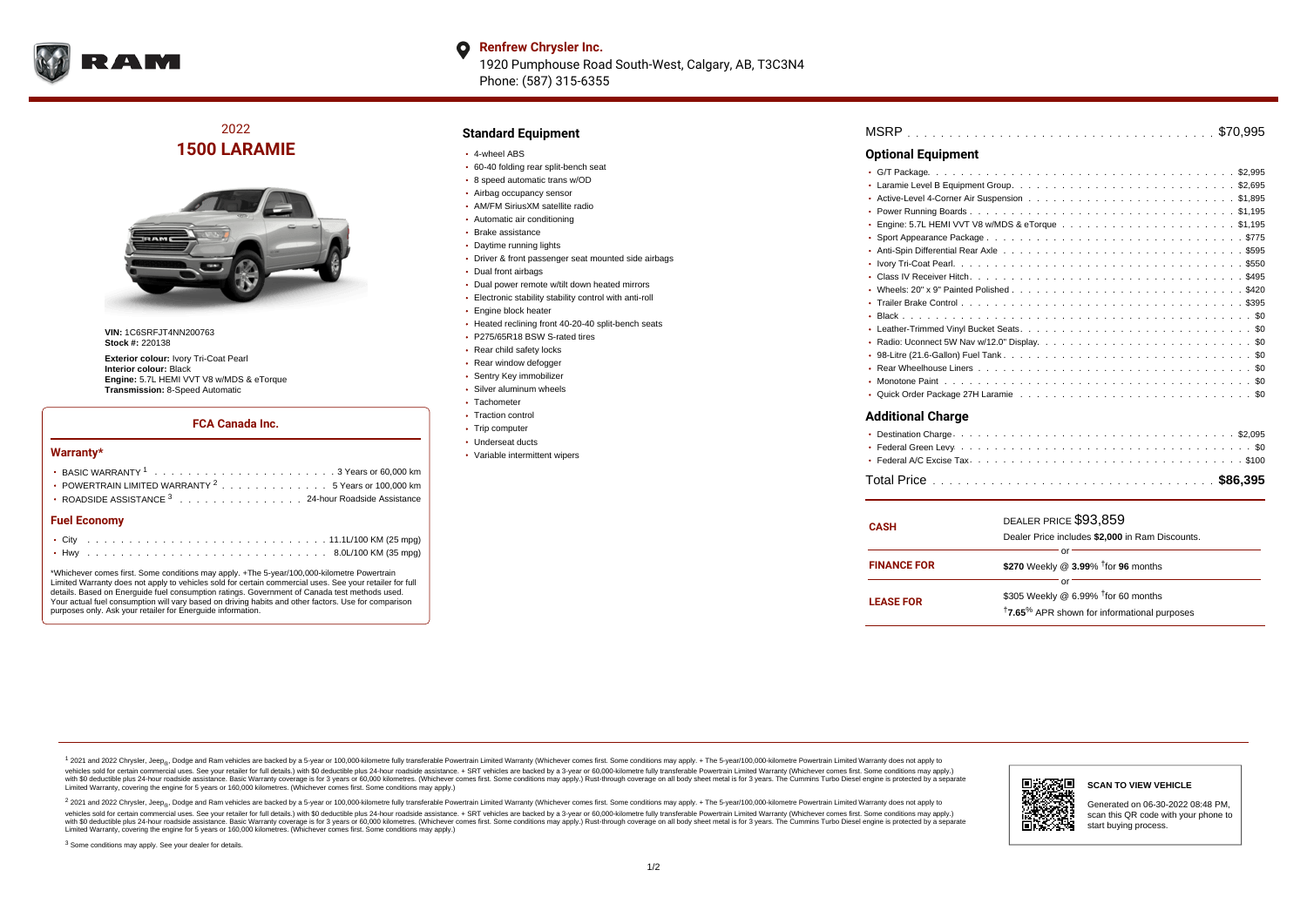**Renfrew Chrysler Inc.**
1920 Pumphouse Road South-West, Calgary, AB, T3C3N4
Phone: (587) 315-6355

# 2022 1500 LARAMIE

**VIN:** 1C6SRFJT4NN200763
**Stock #:** 220138

**Exterior colour:** Ivory Tri-Coat Pearl
**Interior colour:** Black
**Engine:** 5.7L HEMI VVT V8 w/MDS & eTorque
**Transmission:** 8-Speed Automatic

### FCA Canada Inc.

#### Warranty*

- BASIC WARRANTY [1] . . . . 3 Years or 60,000 km
- POWERTRAIN LIMITED WARRANTY [2] . . . . 5 Years or 100,000 km
- ROADSIDE ASSISTANCE [3] . . . . 24-hour Roadside Assistance

#### Fuel Economy

- City . . . . 11.1L/100 KM (25 mpg)
- Hwy . . . . 8.0L/100 KM (35 mpg)

*Whichever comes first. Some conditions may apply. +The 5-year/100,000-kilometre Powertrain Limited Warranty does not apply to vehicles sold for certain commercial uses. See your retailer for full details. Based on Energuide fuel consumption ratings. Government of Canada test methods used. Your actual fuel consumption will vary based on driving habits and other factors. Use for comparison purposes only. Ask your retailer for Energuide information.

## Standard Equipment

- 4-wheel ABS
- 60-40 folding rear split-bench seat
- 8 speed automatic trans w/OD
- Airbag occupancy sensor
- AM/FM SiriusXM satellite radio
- Automatic air conditioning
- Brake assistance
- Daytime running lights
- Driver & front passenger seat mounted side airbags
- Dual front airbags
- Dual power remote w/tilt down heated mirrors
- Electronic stability stability control with anti-roll
- Engine block heater
- Heated reclining front 40-20-40 split-bench seats
- P275/65R18 BSW S-rated tires
- Rear child safety locks
- Rear window defogger
- Sentry Key immobilizer
- Silver aluminum wheels
- Tachometer
- Traction control
- Trip computer
- Underseat ducts
- Variable intermittent wipers

**MSRP** . . . . $70,995

## Optional Equipment

- G/T Package. . . . $2,995
- Laramie Level B Equipment Group. . . . $2,695
- Active-Level 4-Corner Air Suspension . . . . $1,895
- Power Running Boards . . . . $1,195
- Engine: 5.7L HEMI VVT V8 w/MDS & eTorque . . . . $1,195
- Sport Appearance Package . . . . $775
- Anti-Spin Differential Rear Axle . . . . $595
- Ivory Tri-Coat Pearl. . . . $550
- Class IV Receiver Hitch. . . . $495
- Wheels: 20" x 9" Painted Polished . . . . $420
- Trailer Brake Control . . . . $395
- Black . . . . $0
- Leather-Trimmed Vinyl Bucket Seats. . . . $0
- Radio: Uconnect 5W Nav w/12.0" Display. . . . $0
- 98-Litre (21.6-Gallon) Fuel Tank . . . . $0
- Rear Wheelhouse Liners . . . . $0
- Monotone Paint . . . . $0
- Quick Order Package 27H Laramie . . . . $0

## Additional Charge

- Destination Charge. . . . $2,095
- Federal Green Levy . . . . $0
- Federal A/C Excise Tax. . . . $100

**Total Price** . . . . **$86,395**

| | |
|---|---|
| **CASH** | DEALER PRICE $93,859<br>Dealer Price includes **$2,000** in Ram Discounts. |
| | or |
| **FINANCE FOR** | **$270** Weekly @ **3.99%** †for **96** months |
| | or |
| **LEASE FOR** | $305 Weekly @ 6.99% †for 60 months<br>†**7.65%** APR shown for informational purposes |

[1] 2021 and 2022 Chrysler, Jeep®, Dodge and Ram vehicles are backed by a 5-year or 100,000-kilometre fully transferable Powertrain Limited Warranty (Whichever comes first. Some conditions may apply. + The 5-year/100,000-kilometre Powertrain Limited Warranty does not apply to vehicles sold for certain commercial uses. See your retailer for full details.) with $0 deductible plus 24-hour roadside assistance. + SRT vehicles are backed by a 3-year or 60,000-kilometre fully transferable Powertrain Limited Warranty (Whichever comes first. Some conditions may apply.) with $0 deductible plus 24-hour roadside assistance. Basic Warranty coverage is for 3 years or 60,000 kilometres. (Whichever comes first. Some conditions may apply.) Rust-through coverage on all body sheet metal is for 3 years. The Cummins Turbo Diesel engine is protected by a separate Limited Warranty, covering the engine for 5 years or 160,000 kilometres. (Whichever comes first. Some conditions may apply.)

[2] 2021 and 2022 Chrysler, Jeep®, Dodge and Ram vehicles are backed by a 5-year or 100,000-kilometre fully transferable Powertrain Limited Warranty (Whichever comes first. Some conditions may apply. + The 5-year/100,000-kilometre Powertrain Limited Warranty does not apply to vehicles sold for certain commercial uses. See your retailer for full details.) with $0 deductible plus 24-hour roadside assistance. + SRT vehicles are backed by a 3-year or 60,000-kilometre fully transferable Powertrain Limited Warranty (Whichever comes first. Some conditions may apply.) with $0 deductible plus 24-hour roadside assistance. Basic Warranty coverage is for 3 years or 60,000 kilometres. (Whichever comes first. Some conditions may apply.) Rust-through coverage on all body sheet metal is for 3 years. The Cummins Turbo Diesel engine is protected by a separate Limited Warranty, covering the engine for 5 years or 160,000 kilometres. (Whichever comes first. Some conditions may apply.)

[3] Some conditions may apply. See your dealer for details.

**SCAN TO VIEW VEHICLE**

Generated on 06-30-2022 08:48 PM, scan this QR code with your phone to start buying process.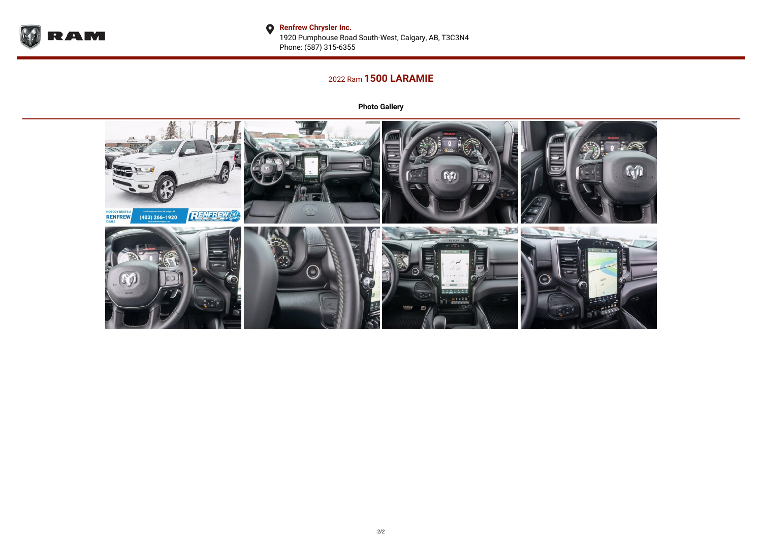**Renfrew Chrysler Inc.**
1920 Pumphouse Road South-West, Calgary, AB, T3C3N4
Phone: (587) 315-6355

# 2022 Ram **1500 LARAMIE**

**Photo Gallery**